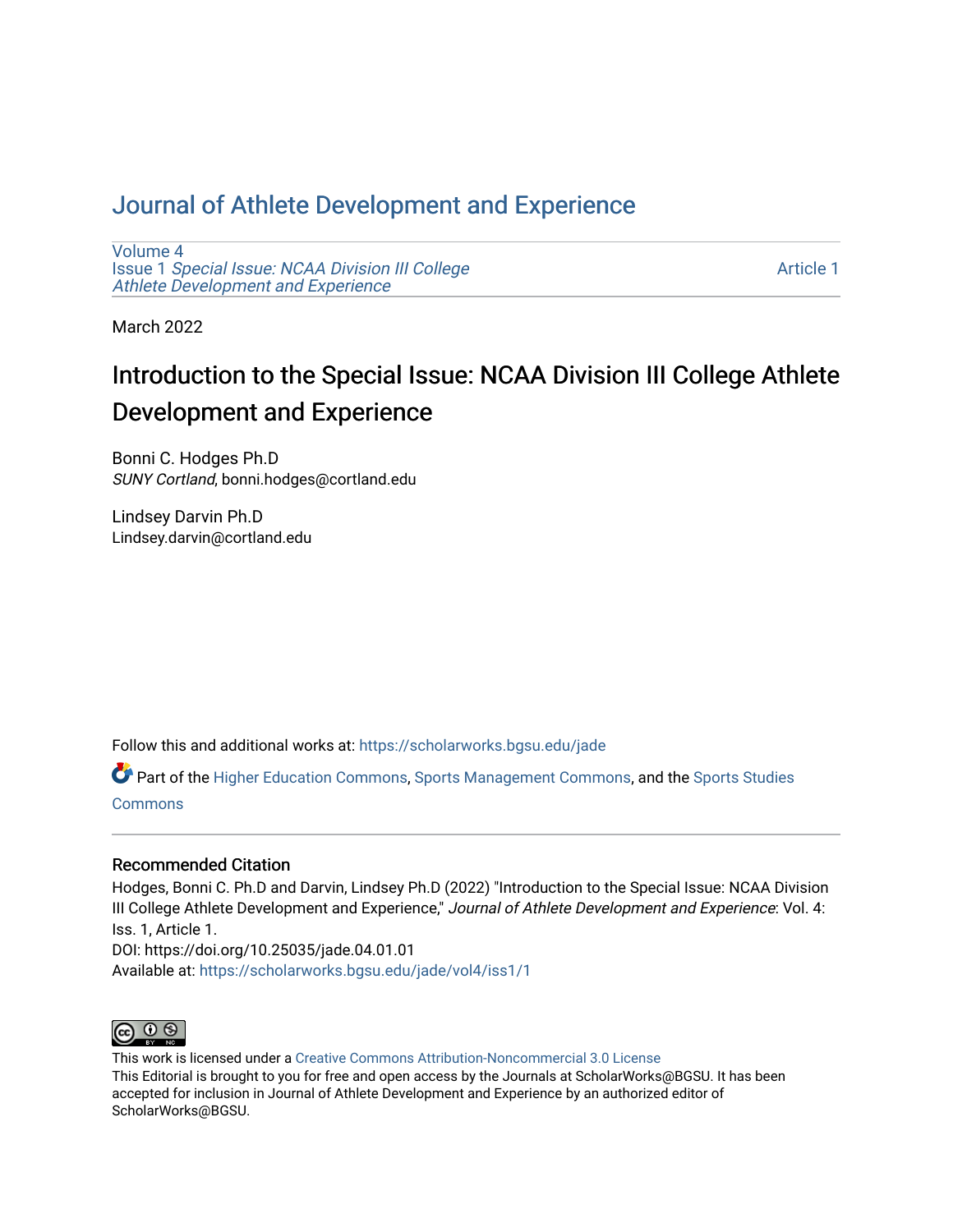# Journal of Athlete Development and Experience

Volume 4
Issue 1 *Special Issue: NCAA Division III College Athlete Development and Experience*

Article 1

March 2022

## Introduction to the Special Issue: NCAA Division III College Athlete Development and Experience

Bonni C. Hodges Ph.D
*SUNY Cortland*, bonni.hodges@cortland.edu

Lindsey Darvin Ph.D
Lindsey.darvin@cortland.edu

Follow this and additional works at: https://scholarworks.bgsu.edu/jade

Part of the Higher Education Commons, Sports Management Commons, and the Sports Studies Commons

### Recommended Citation

Hodges, Bonni C. Ph.D and Darvin, Lindsey Ph.D (2022) "Introduction to the Special Issue: NCAA Division III College Athlete Development and Experience," *Journal of Athlete Development and Experience*: Vol. 4: Iss. 1, Article 1.
DOI: https://doi.org/10.25035/jade.04.01.01
Available at: https://scholarworks.bgsu.edu/jade/vol4/iss1/1

This work is licensed under a Creative Commons Attribution-Noncommercial 3.0 License
This Editorial is brought to you for free and open access by the Journals at ScholarWorks@BGSU. It has been accepted for inclusion in Journal of Athlete Development and Experience by an authorized editor of ScholarWorks@BGSU.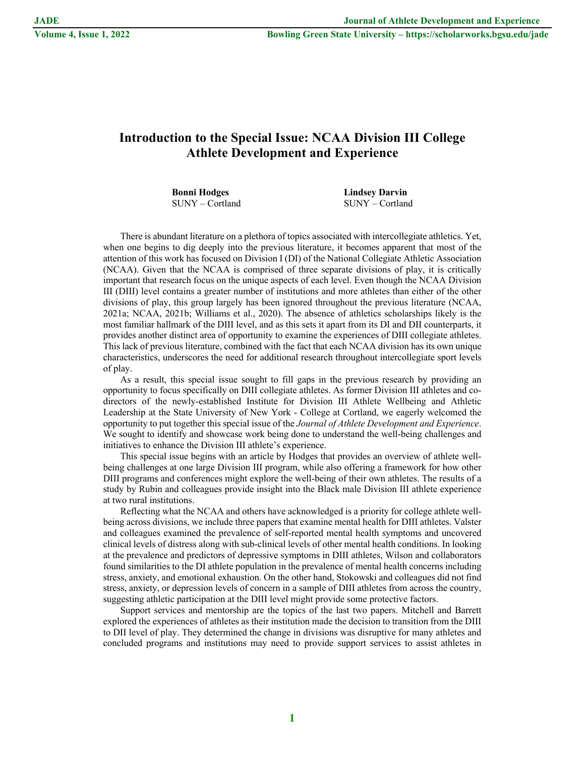# Introduction to the Special Issue: NCAA Division III College Athlete Development and Experience

**Bonni Hodges**
SUNY – Cortland

**Lindsey Darvin**
SUNY – Cortland

There is abundant literature on a plethora of topics associated with intercollegiate athletics. Yet, when one begins to dig deeply into the previous literature, it becomes apparent that most of the attention of this work has focused on Division I (DI) of the National Collegiate Athletic Association (NCAA). Given that the NCAA is comprised of three separate divisions of play, it is critically important that research focus on the unique aspects of each level. Even though the NCAA Division III (DIII) level contains a greater number of institutions and more athletes than either of the other divisions of play, this group largely has been ignored throughout the previous literature (NCAA, 2021a; NCAA, 2021b; Williams et al., 2020). The absence of athletics scholarships likely is the most familiar hallmark of the DIII level, and as this sets it apart from its DI and DII counterparts, it provides another distinct area of opportunity to examine the experiences of DIII collegiate athletes. This lack of previous literature, combined with the fact that each NCAA division has its own unique characteristics, underscores the need for additional research throughout intercollegiate sport levels of play.

As a result, this special issue sought to fill gaps in the previous research by providing an opportunity to focus specifically on DIII collegiate athletes. As former Division III athletes and co-directors of the newly-established Institute for Division III Athlete Wellbeing and Athletic Leadership at the State University of New York - College at Cortland, we eagerly welcomed the opportunity to put together this special issue of the *Journal of Athlete Development and Experience*. We sought to identify and showcase work being done to understand the well-being challenges and initiatives to enhance the Division III athlete's experience.

This special issue begins with an article by Hodges that provides an overview of athlete well-being challenges at one large Division III program, while also offering a framework for how other DIII programs and conferences might explore the well-being of their own athletes. The results of a study by Rubin and colleagues provide insight into the Black male Division III athlete experience at two rural institutions.

Reflecting what the NCAA and others have acknowledged is a priority for college athlete well-being across divisions, we include three papers that examine mental health for DIII athletes. Valster and colleagues examined the prevalence of self-reported mental health symptoms and uncovered clinical levels of distress along with sub-clinical levels of other mental health conditions. In looking at the prevalence and predictors of depressive symptoms in DIII athletes, Wilson and collaborators found similarities to the DI athlete population in the prevalence of mental health concerns including stress, anxiety, and emotional exhaustion. On the other hand, Stokowski and colleagues did not find stress, anxiety, or depression levels of concern in a sample of DIII athletes from across the country, suggesting athletic participation at the DIII level might provide some protective factors.

Support services and mentorship are the topics of the last two papers. Mitchell and Barrett explored the experiences of athletes as their institution made the decision to transition from the DIII to DII level of play. They determined the change in divisions was disruptive for many athletes and concluded programs and institutions may need to provide support services to assist athletes in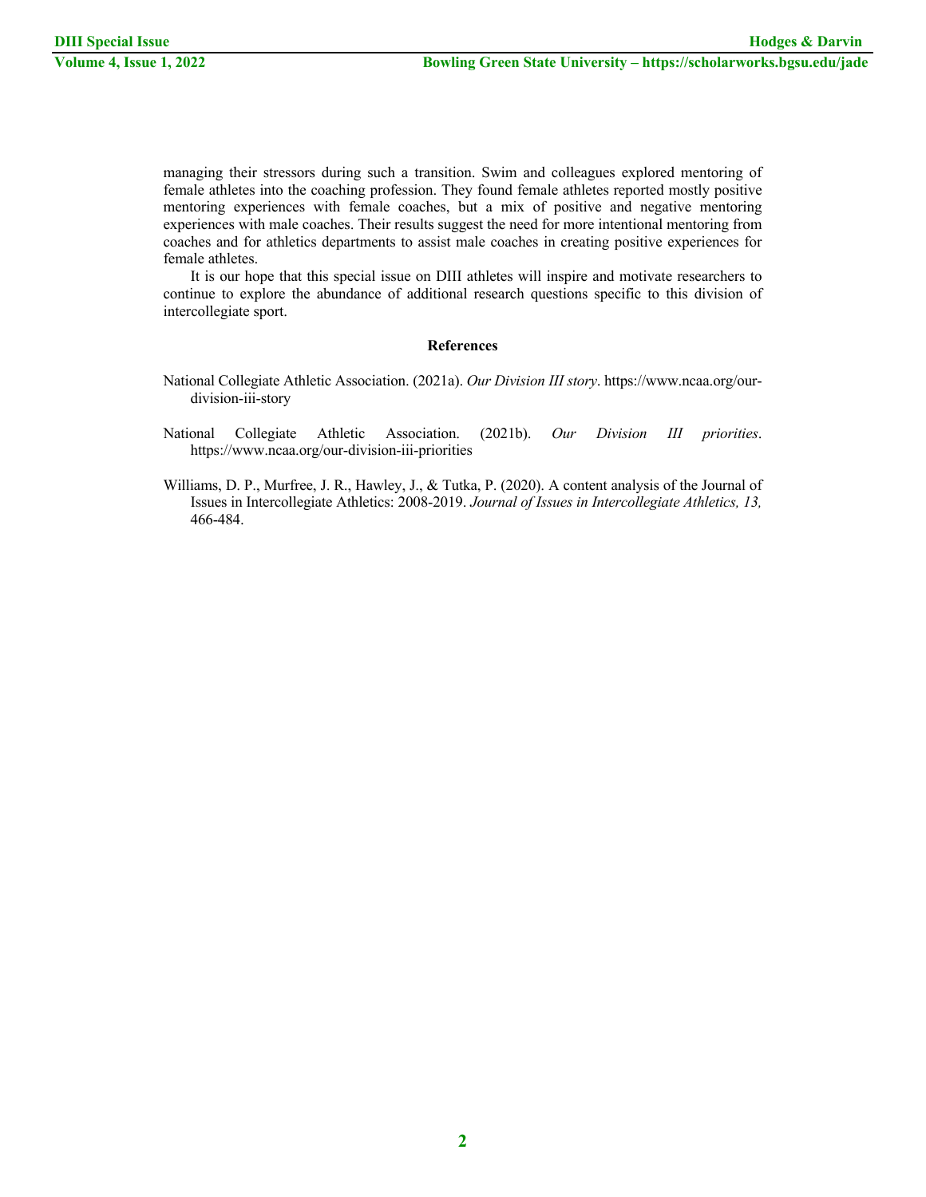managing their stressors during such a transition. Swim and colleagues explored mentoring of female athletes into the coaching profession. They found female athletes reported mostly positive mentoring experiences with female coaches, but a mix of positive and negative mentoring experiences with male coaches. Their results suggest the need for more intentional mentoring from coaches and for athletics departments to assist male coaches in creating positive experiences for female athletes.

It is our hope that this special issue on DIII athletes will inspire and motivate researchers to continue to explore the abundance of additional research questions specific to this division of intercollegiate sport.

## References

National Collegiate Athletic Association. (2021a). *Our Division III story*. https://www.ncaa.org/our-division-iii-story

National Collegiate Athletic Association. (2021b). *Our Division III priorities*. https://www.ncaa.org/our-division-iii-priorities

Williams, D. P., Murfree, J. R., Hawley, J., & Tutka, P. (2020). A content analysis of the Journal of Issues in Intercollegiate Athletics: 2008-2019. *Journal of Issues in Intercollegiate Athletics, 13,* 466-484.